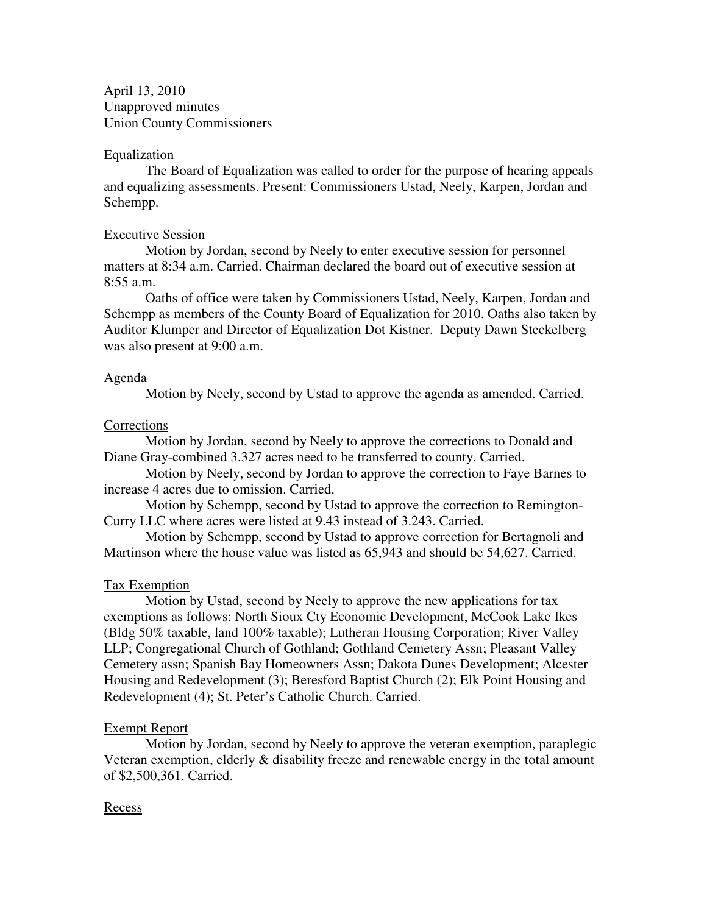April 13, 2010
Unapproved minutes
Union County Commissioners

## Equalization

The Board of Equalization was called to order for the purpose of hearing appeals and equalizing assessments. Present: Commissioners Ustad, Neely, Karpen, Jordan and Schempp.

## Executive Session

Motion by Jordan, second by Neely to enter executive session for personnel matters at 8:34 a.m. Carried. Chairman declared the board out of executive session at 8:55 a.m.

Oaths of office were taken by Commissioners Ustad, Neely, Karpen, Jordan and Schempp as members of the County Board of Equalization for 2010. Oaths also taken by Auditor Klumper and Director of Equalization Dot Kistner. Deputy Dawn Steckelberg was also present at 9:00 a.m.

## Agenda

Motion by Neely, second by Ustad to approve the agenda as amended. Carried.

## Corrections

Motion by Jordan, second by Neely to approve the corrections to Donald and Diane Gray-combined 3.327 acres need to be transferred to county. Carried.

Motion by Neely, second by Jordan to approve the correction to Faye Barnes to increase 4 acres due to omission. Carried.

Motion by Schempp, second by Ustad to approve the correction to Remington-Curry LLC where acres were listed at 9.43 instead of 3.243. Carried.

Motion by Schempp, second by Ustad to approve correction for Bertagnoli and Martinson where the house value was listed as 65,943 and should be 54,627. Carried.

## Tax Exemption

Motion by Ustad, second by Neely to approve the new applications for tax exemptions as follows: North Sioux Cty Economic Development, McCook Lake Ikes (Bldg 50% taxable, land 100% taxable); Lutheran Housing Corporation; River Valley LLP; Congregational Church of Gothland; Gothland Cemetery Assn; Pleasant Valley Cemetery assn; Spanish Bay Homeowners Assn; Dakota Dunes Development; Alcester Housing and Redevelopment (3); Beresford Baptist Church (2); Elk Point Housing and Redevelopment (4); St. Peter's Catholic Church. Carried.

## Exempt Report

Motion by Jordan, second by Neely to approve the veteran exemption, paraplegic Veteran exemption, elderly & disability freeze and renewable energy in the total amount of $2,500,361. Carried.

## Recess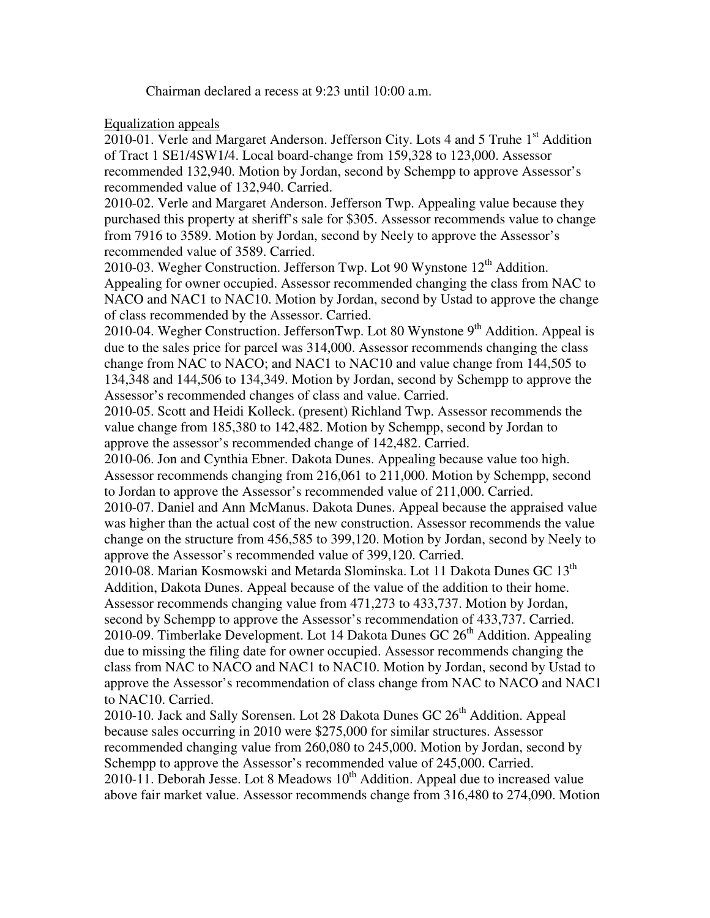Chairman declared a recess at 9:23 until 10:00 a.m.

Equalization appeals

2010-01. Verle and Margaret Anderson. Jefferson City. Lots 4 and 5 Truhe 1st Addition of Tract 1 SE1/4SW1/4. Local board-change from 159,328 to 123,000. Assessor recommended 132,940. Motion by Jordan, second by Schempp to approve Assessor's recommended value of 132,940. Carried.

2010-02. Verle and Margaret Anderson. Jefferson Twp. Appealing value because they purchased this property at sheriff's sale for $305. Assessor recommends value to change from 7916 to 3589. Motion by Jordan, second by Neely to approve the Assessor's recommended value of 3589. Carried.

2010-03. Wegher Construction. Jefferson Twp. Lot 90 Wynstone 12th Addition. Appealing for owner occupied. Assessor recommended changing the class from NAC to NACO and NAC1 to NAC10. Motion by Jordan, second by Ustad to approve the change of class recommended by the Assessor. Carried.

2010-04. Wegher Construction. JeffersonTwp. Lot 80 Wynstone 9th Addition. Appeal is due to the sales price for parcel was 314,000. Assessor recommends changing the class change from NAC to NACO; and NAC1 to NAC10 and value change from 144,505 to 134,348 and 144,506 to 134,349. Motion by Jordan, second by Schempp to approve the Assessor's recommended changes of class and value. Carried.

2010-05. Scott and Heidi Kolleck. (present) Richland Twp. Assessor recommends the value change from 185,380 to 142,482. Motion by Schempp, second by Jordan to approve the assessor's recommended change of 142,482. Carried.

2010-06. Jon and Cynthia Ebner. Dakota Dunes. Appealing because value too high. Assessor recommends changing from 216,061 to 211,000. Motion by Schempp, second to Jordan to approve the Assessor's recommended value of 211,000. Carried.

2010-07. Daniel and Ann McManus. Dakota Dunes. Appeal because the appraised value was higher than the actual cost of the new construction. Assessor recommends the value change on the structure from 456,585 to 399,120. Motion by Jordan, second by Neely to approve the Assessor's recommended value of 399,120. Carried.

2010-08. Marian Kosmowski and Metarda Slominska. Lot 11 Dakota Dunes GC 13th Addition, Dakota Dunes. Appeal because of the value of the addition to their home. Assessor recommends changing value from 471,273 to 433,737. Motion by Jordan, second by Schempp to approve the Assessor's recommendation of 433,737. Carried.

2010-09. Timberlake Development. Lot 14 Dakota Dunes GC 26th Addition. Appealing due to missing the filing date for owner occupied. Assessor recommends changing the class from NAC to NACO and NAC1 to NAC10. Motion by Jordan, second by Ustad to approve the Assessor's recommendation of class change from NAC to NACO and NAC1 to NAC10. Carried.

2010-10. Jack and Sally Sorensen. Lot 28 Dakota Dunes GC 26th Addition. Appeal because sales occurring in 2010 were $275,000 for similar structures. Assessor recommended changing value from 260,080 to 245,000. Motion by Jordan, second by Schempp to approve the Assessor's recommended value of 245,000. Carried.

2010-11. Deborah Jesse. Lot 8 Meadows 10th Addition. Appeal due to increased value above fair market value. Assessor recommends change from 316,480 to 274,090. Motion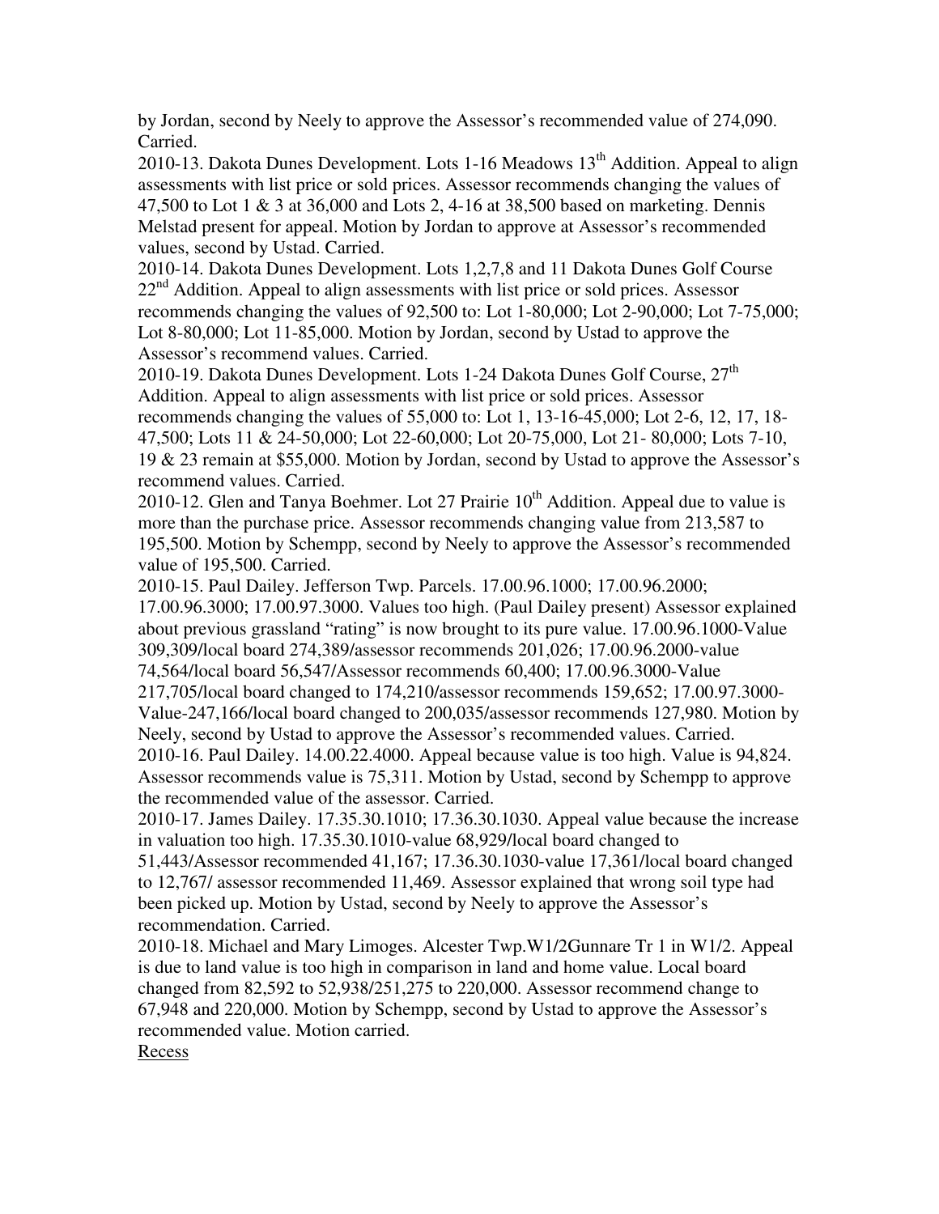by Jordan, second by Neely to approve the Assessor's recommended value of 274,090. Carried.

2010-13. Dakota Dunes Development. Lots 1-16 Meadows 13th Addition. Appeal to align assessments with list price or sold prices. Assessor recommends changing the values of 47,500 to Lot 1 & 3 at 36,000 and Lots 2, 4-16 at 38,500 based on marketing. Dennis Melstad present for appeal. Motion by Jordan to approve at Assessor's recommended values, second by Ustad. Carried.

2010-14. Dakota Dunes Development. Lots 1,2,7,8 and 11 Dakota Dunes Golf Course 22nd Addition. Appeal to align assessments with list price or sold prices. Assessor recommends changing the values of 92,500 to: Lot 1-80,000; Lot 2-90,000; Lot 7-75,000; Lot 8-80,000; Lot 11-85,000. Motion by Jordan, second by Ustad to approve the Assessor's recommend values. Carried.

2010-19. Dakota Dunes Development. Lots 1-24 Dakota Dunes Golf Course, 27th Addition. Appeal to align assessments with list price or sold prices. Assessor recommends changing the values of 55,000 to: Lot 1, 13-16-45,000; Lot 2-6, 12, 17, 18-47,500; Lots 11 & 24-50,000; Lot 22-60,000; Lot 20-75,000, Lot 21- 80,000; Lots 7-10, 19 & 23 remain at $55,000. Motion by Jordan, second by Ustad to approve the Assessor's recommend values. Carried.

2010-12. Glen and Tanya Boehmer. Lot 27 Prairie 10th Addition. Appeal due to value is more than the purchase price. Assessor recommends changing value from 213,587 to 195,500. Motion by Schempp, second by Neely to approve the Assessor's recommended value of 195,500. Carried.

2010-15. Paul Dailey. Jefferson Twp. Parcels. 17.00.96.1000; 17.00.96.2000; 17.00.96.3000; 17.00.97.3000. Values too high. (Paul Dailey present) Assessor explained about previous grassland "rating" is now brought to its pure value. 17.00.96.1000-Value 309,309/local board 274,389/assessor recommends 201,026; 17.00.96.2000-value 74,564/local board 56,547/Assessor recommends 60,400; 17.00.96.3000-Value 217,705/local board changed to 174,210/assessor recommends 159,652; 17.00.97.3000-Value-247,166/local board changed to 200,035/assessor recommends 127,980. Motion by Neely, second by Ustad to approve the Assessor's recommended values. Carried.

2010-16. Paul Dailey. 14.00.22.4000. Appeal because value is too high. Value is 94,824. Assessor recommends value is 75,311. Motion by Ustad, second by Schempp to approve the recommended value of the assessor. Carried.

2010-17. James Dailey. 17.35.30.1010; 17.36.30.1030. Appeal value because the increase in valuation too high. 17.35.30.1010-value 68,929/local board changed to 51,443/Assessor recommended 41,167; 17.36.30.1030-value 17,361/local board changed to 12,767/ assessor recommended 11,469. Assessor explained that wrong soil type had been picked up. Motion by Ustad, second by Neely to approve the Assessor's recommendation. Carried.

2010-18. Michael and Mary Limoges. Alcester Twp.W1/2Gunnare Tr 1 in W1/2. Appeal is due to land value is too high in comparison in land and home value. Local board changed from 82,592 to 52,938/251,275 to 220,000. Assessor recommend change to 67,948 and 220,000. Motion by Schempp, second by Ustad to approve the Assessor's recommended value. Motion carried.

<u>Recess</u>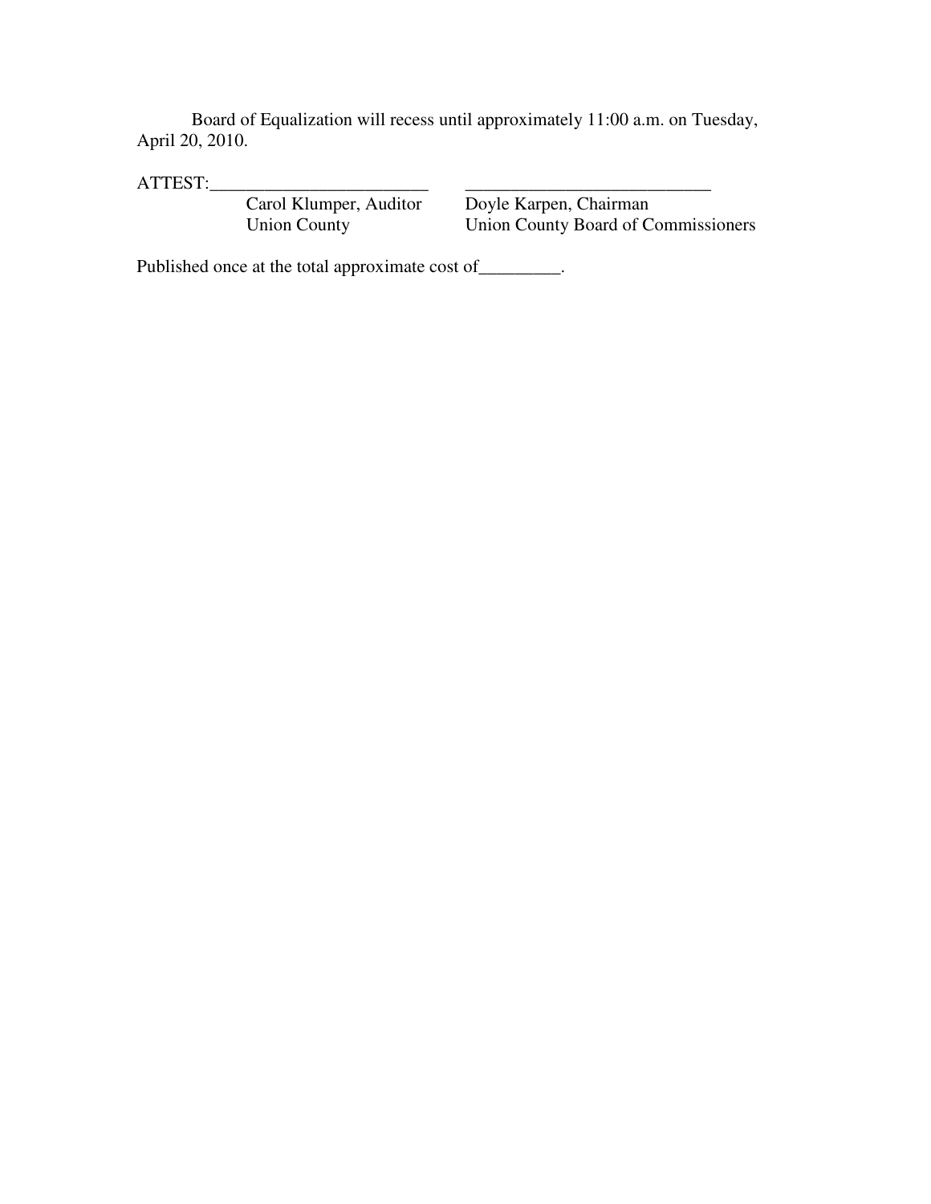Board of Equalization will recess until approximately 11:00 a.m. on Tuesday, April 20, 2010.

ATTEST:________________________ ___________________________

Carol Klumper, Auditor
Union County

Doyle Karpen, Chairman
Union County Board of Commissioners

Published once at the total approximate cost of_________.